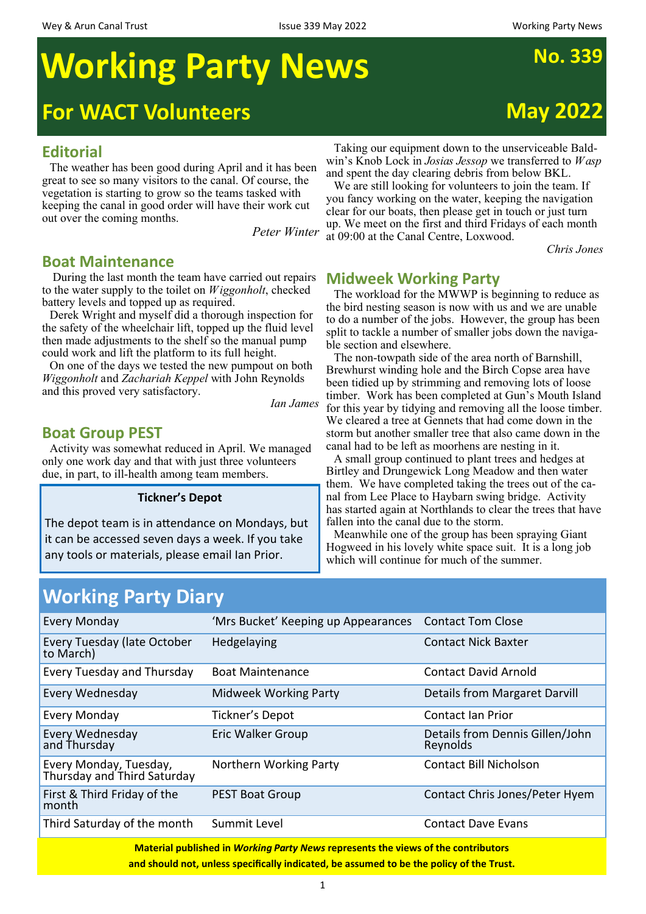# Working Party News

## For WACT Volunteers

**No. 339**

**May 2022**

## Editorial

The weather has been good during April and it has been great to see so many visitors to the canal. Of course, the vegetation is starting to grow so the teams tasked with keeping the canal in good order will have their work cut out over the coming months.

*Peter Winter*

## Boat Maintenance

During the last month the team have carried out repairs to the water supply to the toilet on *Wiggonholt*, checked battery levels and topped up as required.

Derek Wright and myself did a thorough inspection for the safety of the wheelchair lift, topped up the fluid level then made adjustments to the shelf so the manual pump could work and lift the platform to its full height.

On one of the days we tested the new pumpout on both *Wiggonholt* and *Zachariah Keppel* with John Reynolds and this proved very satisfactory.

*Ian James*

## Boat Group PEST

Activity was somewhat reduced in April. We managed only one work day and that with just three volunteers due, in part, to ill-health among team members.

> **Tickner's Depot**
>
> The depot team is in attendance on Mondays, but it can be accessed seven days a week. If you take any tools or materials, please email Ian Prior.

Taking our equipment down to the unserviceable Baldwin's Knob Lock in *Josias Jessop* we transferred to *Wasp* and spent the day clearing debris from below BKL.

We are still looking for volunteers to join the team. If you fancy working on the water, keeping the navigation clear for our boats, then please get in touch or just turn up. We meet on the first and third Fridays of each month at 09:00 at the Canal Centre, Loxwood.

*Chris Jones*

## Midweek Working Party

The workload for the MWWP is beginning to reduce as the bird nesting season is now with us and we are unable to do a number of the jobs. However, the group has been split to tackle a number of smaller jobs down the navigable section and elsewhere.

The non-towpath side of the area north of Barnshill, Brewhurst winding hole and the Birch Copse area have been tidied up by strimming and removing lots of loose timber. Work has been completed at Gun's Mouth Island for this year by tidying and removing all the loose timber. We cleared a tree at Gennets that had come down in the storm but another smaller tree that also came down in the canal had to be left as moorhens are nesting in it.

A small group continued to plant trees and hedges at Birtley and Drungewick Long Meadow and then water them. We have completed taking the trees out of the canal from Lee Place to Haybarn swing bridge. Activity has started again at Northlands to clear the trees that have fallen into the canal due to the storm.

Meanwhile one of the group has been spraying Giant Hogweed in his lovely white space suit. It is a long job which will continue for much of the summer.

## Working Party Diary

| | | |
|---|---|---|
| Every Monday | 'Mrs Bucket' Keeping up Appearances | Contact Tom Close |
| Every Tuesday (late October to March) | Hedgelaying | Contact Nick Baxter |
| Every Tuesday and Thursday | Boat Maintenance | Contact David Arnold |
| Every Wednesday | Midweek Working Party | Details from Margaret Darvill |
| Every Monday | Tickner's Depot | Contact Ian Prior |
| Every Wednesday and Thursday | Eric Walker Group | Details from Dennis Gillen/John Reynolds |
| Every Monday, Tuesday, Thursday and Third Saturday | Northern Working Party | Contact Bill Nicholson |
| First & Third Friday of the month | PEST Boat Group | Contact Chris Jones/Peter Hyem |
| Third Saturday of the month | Summit Level | Contact Dave Evans |

**Material published in *Working Party News* represents the views of the contributors and should not, unless specifically indicated, be assumed to be the policy of the Trust.**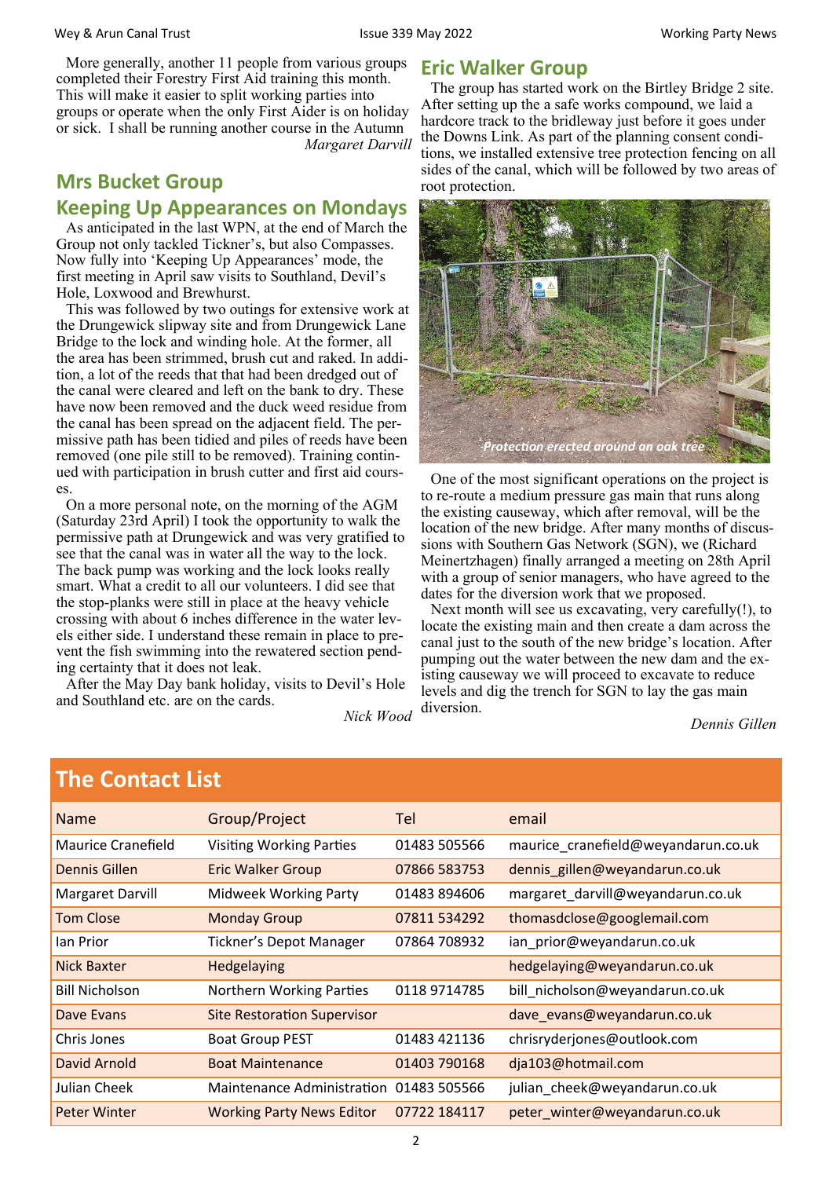More generally, another 11 people from various groups completed their Forestry First Aid training this month. This will make it easier to split working parties into groups or operate when the only First Aider is on holiday or sick. I shall be running another course in the Autumn

*Margaret Darvill*

## Mrs Bucket Group

## Keeping Up Appearances on Mondays

As anticipated in the last WPN, at the end of March the Group not only tackled Tickner's, but also Compasses. Now fully into 'Keeping Up Appearances' mode, the first meeting in April saw visits to Southland, Devil's Hole, Loxwood and Brewhurst.

This was followed by two outings for extensive work at the Drungewick slipway site and from Drungewick Lane Bridge to the lock and winding hole. At the former, all the area has been strimmed, brush cut and raked. In addition, a lot of the reeds that that had been dredged out of the canal were cleared and left on the bank to dry. These have now been removed and the duck weed residue from the canal has been spread on the adjacent field. The permissive path has been tidied and piles of reeds have been removed (one pile still to be removed). Training continued with participation in brush cutter and first aid courses.

On a more personal note, on the morning of the AGM (Saturday 23rd April) I took the opportunity to walk the permissive path at Drungewick and was very gratified to see that the canal was in water all the way to the lock. The back pump was working and the lock looks really smart. What a credit to all our volunteers. I did see that the stop-planks were still in place at the heavy vehicle crossing with about 6 inches difference in the water levels either side. I understand these remain in place to prevent the fish swimming into the rewatered section pending certainty that it does not leak.

After the May Day bank holiday, visits to Devil's Hole and Southland etc. are on the cards.

*Nick Wood*

## Eric Walker Group

The group has started work on the Birtley Bridge 2 site. After setting up the a safe works compound, we laid a hardcore track to the bridleway just before it goes under the Downs Link. As part of the planning consent conditions, we installed extensive tree protection fencing on all sides of the canal, which will be followed by two areas of root protection.

*Protection erected around an oak tree*

One of the most significant operations on the project is to re-route a medium pressure gas main that runs along the existing causeway, which after removal, will be the location of the new bridge. After many months of discussions with Southern Gas Network (SGN), we (Richard Meinertzhagen) finally arranged a meeting on 28th April with a group of senior managers, who have agreed to the dates for the diversion work that we proposed.

Next month will see us excavating, very carefully(!), to locate the existing main and then create a dam across the canal just to the south of the new bridge's location. After pumping out the water between the new dam and the existing causeway we will proceed to excavate to reduce levels and dig the trench for SGN to lay the gas main diversion.

*Dennis Gillen*

## The Contact List

| Name | Group/Project | Tel | email |
|---|---|---|---|
| Maurice Cranefield | Visiting Working Parties | 01483 505566 | maurice_cranefield@weyandarun.co.uk |
| Dennis Gillen | Eric Walker Group | 07866 583753 | dennis_gillen@weyandarun.co.uk |
| Margaret Darvill | Midweek Working Party | 01483 894606 | margaret_darvill@weyandarun.co.uk |
| Tom Close | Monday Group | 07811 534292 | thomasdclose@googlemail.com |
| Ian Prior | Tickner's Depot Manager | 07864 708932 | ian_prior@weyandarun.co.uk |
| Nick Baxter | Hedgelaying | | hedgelaying@weyandarun.co.uk |
| Bill Nicholson | Northern Working Parties | 0118 9714785 | bill_nicholson@weyandarun.co.uk |
| Dave Evans | Site Restoration Supervisor | | dave_evans@weyandarun.co.uk |
| Chris Jones | Boat Group PEST | 01483 421136 | chrisryderjones@outlook.com |
| David Arnold | Boat Maintenance | 01403 790168 | dja103@hotmail.com |
| Julian Cheek | Maintenance Administration | 01483 505566 | julian_cheek@weyandarun.co.uk |
| Peter Winter | Working Party News Editor | 07722 184117 | peter_winter@weyandarun.co.uk |